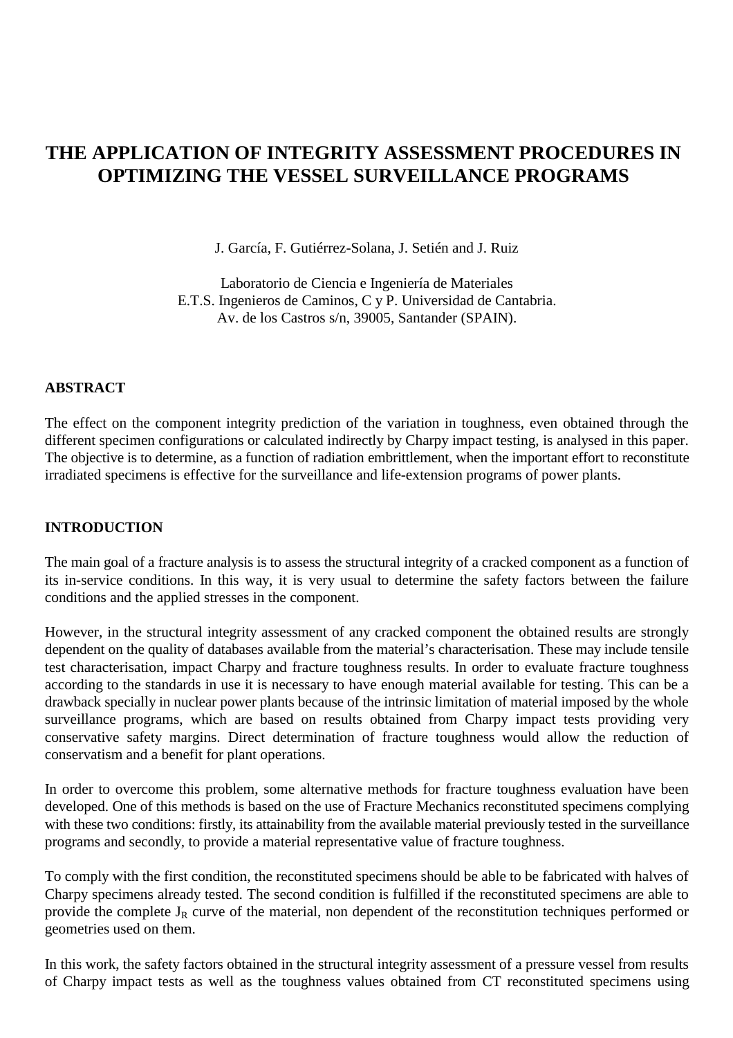# THE APPLICATION OF INTEGRITY ASSESSMENT PROCEDURES IN OPTIMIZING THE VESSEL SURVEILLANCE PROGRAMS

J. García, F. Gutiérrez-Solana, J. Setién and J. Ruiz

Laboratorio de Ciencia e Ingeniería de Materiales
E.T.S. Ingenieros de Caminos, C y P. Universidad de Cantabria.
Av. de los Castros s/n, 39005, Santander (SPAIN).

## ABSTRACT

The effect on the component integrity prediction of the variation in toughness, even obtained through the different specimen configurations or calculated indirectly by Charpy impact testing, is analysed in this paper. The objective is to determine, as a function of radiation embrittlement, when the important effort to reconstitute irradiated specimens is effective for the surveillance and life-extension programs of power plants.

## INTRODUCTION

The main goal of a fracture analysis is to assess the structural integrity of a cracked component as a function of its in-service conditions. In this way, it is very usual to determine the safety factors between the failure conditions and the applied stresses in the component.

However, in the structural integrity assessment of any cracked component the obtained results are strongly dependent on the quality of databases available from the material's characterisation. These may include tensile test characterisation, impact Charpy and fracture toughness results. In order to evaluate fracture toughness according to the standards in use it is necessary to have enough material available for testing. This can be a drawback specially in nuclear power plants because of the intrinsic limitation of material imposed by the whole surveillance programs, which are based on results obtained from Charpy impact tests providing very conservative safety margins. Direct determination of fracture toughness would allow the reduction of conservatism and a benefit for plant operations.

In order to overcome this problem, some alternative methods for fracture toughness evaluation have been developed. One of this methods is based on the use of Fracture Mechanics reconstituted specimens complying with these two conditions: firstly, its attainability from the available material previously tested in the surveillance programs and secondly, to provide a material representative value of fracture toughness.

To comply with the first condition, the reconstituted specimens should be able to be fabricated with halves of Charpy specimens already tested. The second condition is fulfilled if the reconstituted specimens are able to provide the complete $J_R$ curve of the material, non dependent of the reconstitution techniques performed or geometries used on them.

In this work, the safety factors obtained in the structural integrity assessment of a pressure vessel from results of Charpy impact tests as well as the toughness values obtained from CT reconstituted specimens using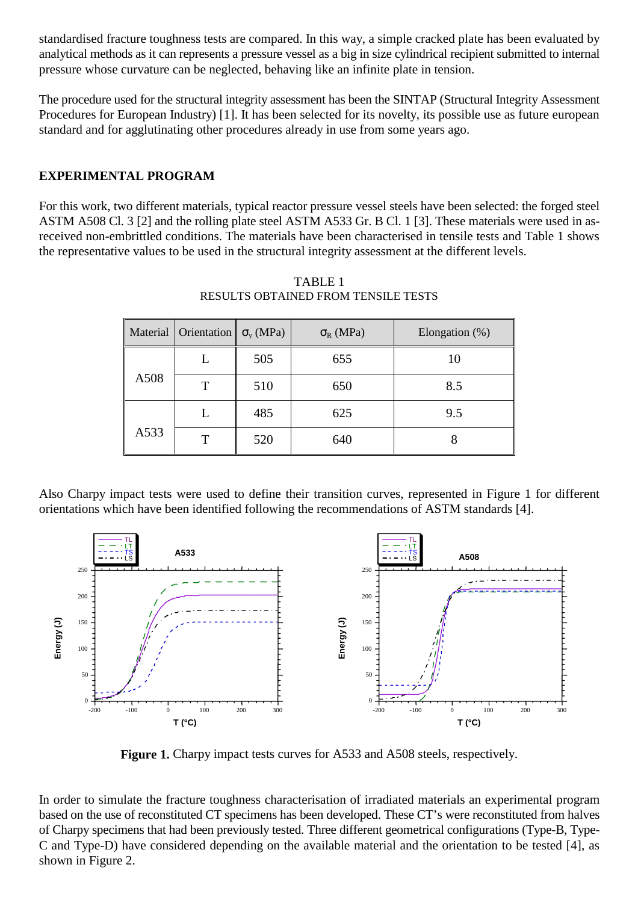standardised fracture toughness tests are compared. In this way, a simple cracked plate has been evaluated by analytical methods as it can represents a pressure vessel as a big in size cylindrical recipient submitted to internal pressure whose curvature can be neglected, behaving like an infinite plate in tension.

The procedure used for the structural integrity assessment has been the SINTAP (Structural Integrity Assessment Procedures for European Industry) [1]. It has been selected for its novelty, its possible use as future european standard and for agglutinating other procedures already in use from some years ago.

## EXPERIMENTAL PROGRAM

For this work, two different materials, typical reactor pressure vessel steels have been selected: the forged steel ASTM A508 Cl. 3 [2] and the rolling plate steel ASTM A533 Gr. B Cl. 1 [3]. These materials were used in as-received non-embrittled conditions. The materials have been characterised in tensile tests and Table 1 shows the representative values to be used in the structural integrity assessment at the different levels.

TABLE 1
RESULTS OBTAINED FROM TENSILE TESTS

| Material | Orientation | $\sigma_y$ (MPa) | $\sigma_R$ (MPa) | Elongation (%) |
|---|---|---|---|---|
| A508 | L | 505 | 655 | 10 |
| | T | 510 | 650 | 8.5 |
| A533 | L | 485 | 625 | 9.5 |
| | T | 520 | 640 | 8 |

Also Charpy impact tests were used to define their transition curves, represented in Figure 1 for different orientations which have been identified following the recommendations of ASTM standards [4].

**Figure 1.** Charpy impact tests curves for A533 and A508 steels, respectively.

In order to simulate the fracture toughness characterisation of irradiated materials an experimental program based on the use of reconstituted CT specimens has been developed. These CT's were reconstituted from halves of Charpy specimens that had been previously tested. Three different geometrical configurations (Type-B, Type-C and Type-D) have considered depending on the available material and the orientation to be tested [4], as shown in Figure 2.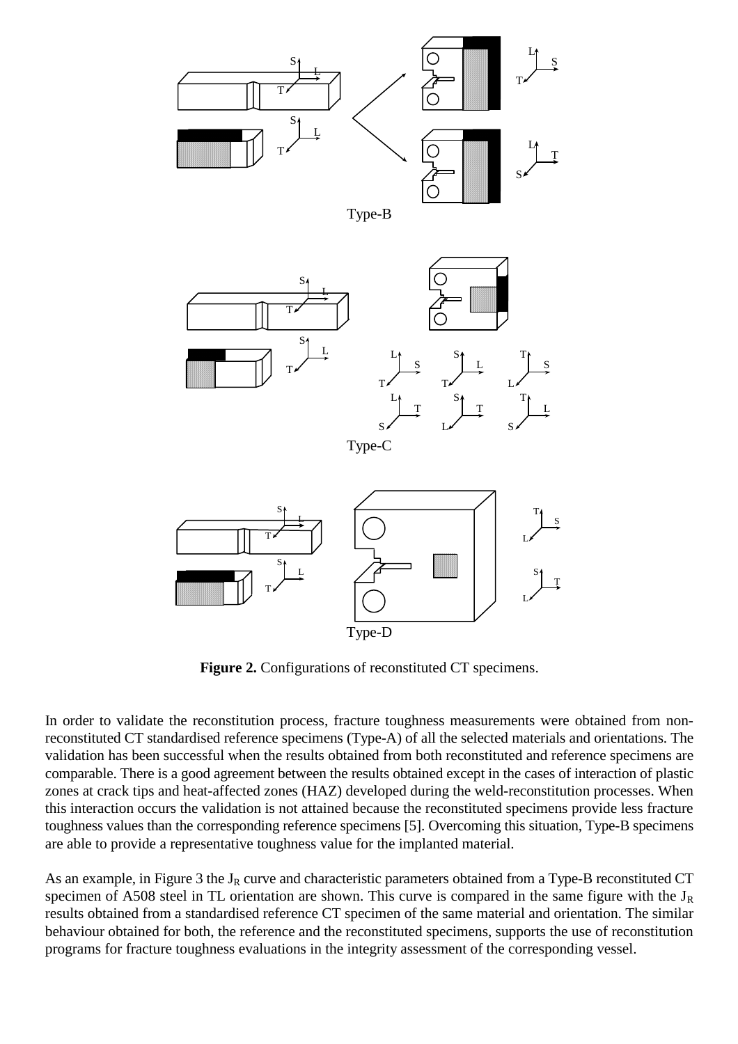**Figure 2.** Configurations of reconstituted CT specimens.

In order to validate the reconstitution process, fracture toughness measurements were obtained from non-reconstituted CT standardised reference specimens (Type-A) of all the selected materials and orientations. The validation has been successful when the results obtained from both reconstituted and reference specimens are comparable. There is a good agreement between the results obtained except in the cases of interaction of plastic zones at crack tips and heat-affected zones (HAZ) developed during the weld-reconstitution processes. When this interaction occurs the validation is not attained because the reconstituted specimens provide less fracture toughness values than the corresponding reference specimens [5]. Overcoming this situation, Type-B specimens are able to provide a representative toughness value for the implanted material.

As an example, in Figure 3 the $J_R$ curve and characteristic parameters obtained from a Type-B reconstituted CT specimen of A508 steel in TL orientation are shown. This curve is compared in the same figure with the $J_R$ results obtained from a standardised reference CT specimen of the same material and orientation. The similar behaviour obtained for both, the reference and the reconstituted specimens, supports the use of reconstitution programs for fracture toughness evaluations in the integrity assessment of the corresponding vessel.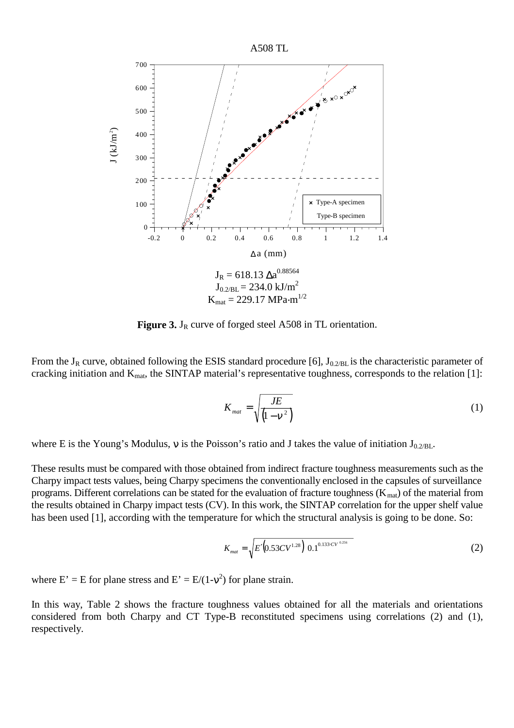$$J_R = 618.13\ \Delta a^{0.88564}$$

$$J_{0.2/BL} = 234.0\ \text{kJ/m}^2$$

$$K_{mat} = 229.17\ \text{MPa}\cdot\text{m}^{1/2}$$

**Figure 3.** $J_R$ curve of forged steel A508 in TL orientation.

From the $J_R$ curve, obtained following the ESIS standard procedure [6], $J_{0.2/BL}$ is the characteristic parameter of cracking initiation and $K_{mat}$, the SINTAP material's representative toughness, corresponds to the relation [1]:

$$K_{mat} = \sqrt{\frac{JE}{\left(1-\nu^2\right)}} \tag{1}$$

where E is the Young's Modulus, $\nu$ is the Poisson's ratio and J takes the value of initiation $J_{0.2/BL}$.

These results must be compared with those obtained from indirect fracture toughness measurements such as the Charpy impact tests values, being Charpy specimens the conventionally enclosed in the capsules of surveillance programs. Different correlations can be stated for the evaluation of fracture toughness ($K_{mat}$) of the material from the results obtained in Charpy impact tests (CV). In this work, the SINTAP correlation for the upper shelf value has been used [1], according with the temperature for which the structural analysis is going to be done. So:

$$K_{mat} = \sqrt{E'\left(0.53CV^{1.28}\right)\ 0.1^{0.133 \cdot CV^{0.256}}} \tag{2}$$

where E' = E for plane stress and $E' = E/(1-\nu^2)$ for plane strain.

In this way, Table 2 shows the fracture toughness values obtained for all the materials and orientations considered from both Charpy and CT Type-B reconstituted specimens using correlations (2) and (1), respectively.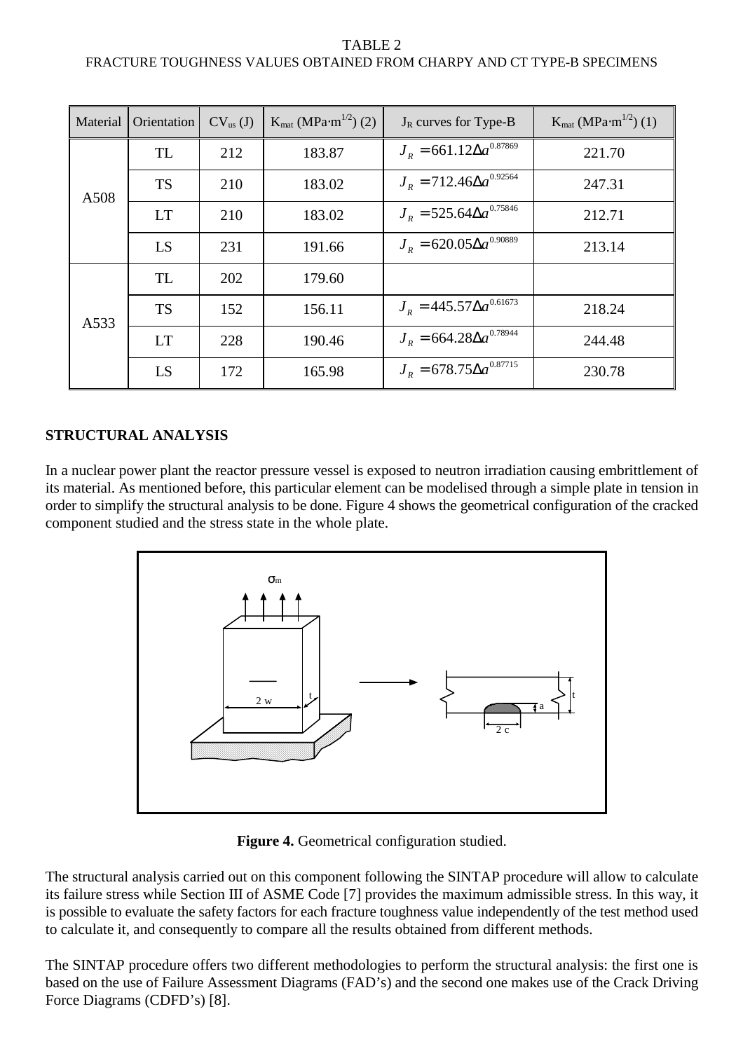TABLE 2
FRACTURE TOUGHNESS VALUES OBTAINED FROM CHARPY AND CT TYPE-B SPECIMENS

| Material | Orientation | $CV_{us}$ (J) | $K_{mat}$ (MPa·m$^{1/2}$) (2) | $J_R$ curves for Type-B | $K_{mat}$ (MPa·m$^{1/2}$) (1) |
|---|---|---|---|---|---|
| A508 | TL | 212 | 183.87 | $J_R = 661.12\Delta a^{0.87869}$ | 221.70 |
| | TS | 210 | 183.02 | $J_R = 712.46\Delta a^{0.92564}$ | 247.31 |
| | LT | 210 | 183.02 | $J_R = 525.64\Delta a^{0.75846}$ | 212.71 |
| | LS | 231 | 191.66 | $J_R = 620.05\Delta a^{0.90889}$ | 213.14 |
| A533 | TL | 202 | 179.60 | | |
| | TS | 152 | 156.11 | $J_R = 445.57\Delta a^{0.61673}$ | 218.24 |
| | LT | 228 | 190.46 | $J_R = 664.28\Delta a^{0.78944}$ | 244.48 |
| | LS | 172 | 165.98 | $J_R = 678.75\Delta a^{0.87715}$ | 230.78 |

**STRUCTURAL ANALYSIS**

In a nuclear power plant the reactor pressure vessel is exposed to neutron irradiation causing embrittlement of its material. As mentioned before, this particular element can be modelised through a simple plate in tension in order to simplify the structural analysis to be done. Figure 4 shows the geometrical configuration of the cracked component studied and the stress state in the whole plate.

**Figure 4.** Geometrical configuration studied.

The structural analysis carried out on this component following the SINTAP procedure will allow to calculate its failure stress while Section III of ASME Code [7] provides the maximum admissible stress. In this way, it is possible to evaluate the safety factors for each fracture toughness value independently of the test method used to calculate it, and consequently to compare all the results obtained from different methods.

The SINTAP procedure offers two different methodologies to perform the structural analysis: the first one is based on the use of Failure Assessment Diagrams (FAD's) and the second one makes use of the Crack Driving Force Diagrams (CDFD's) [8].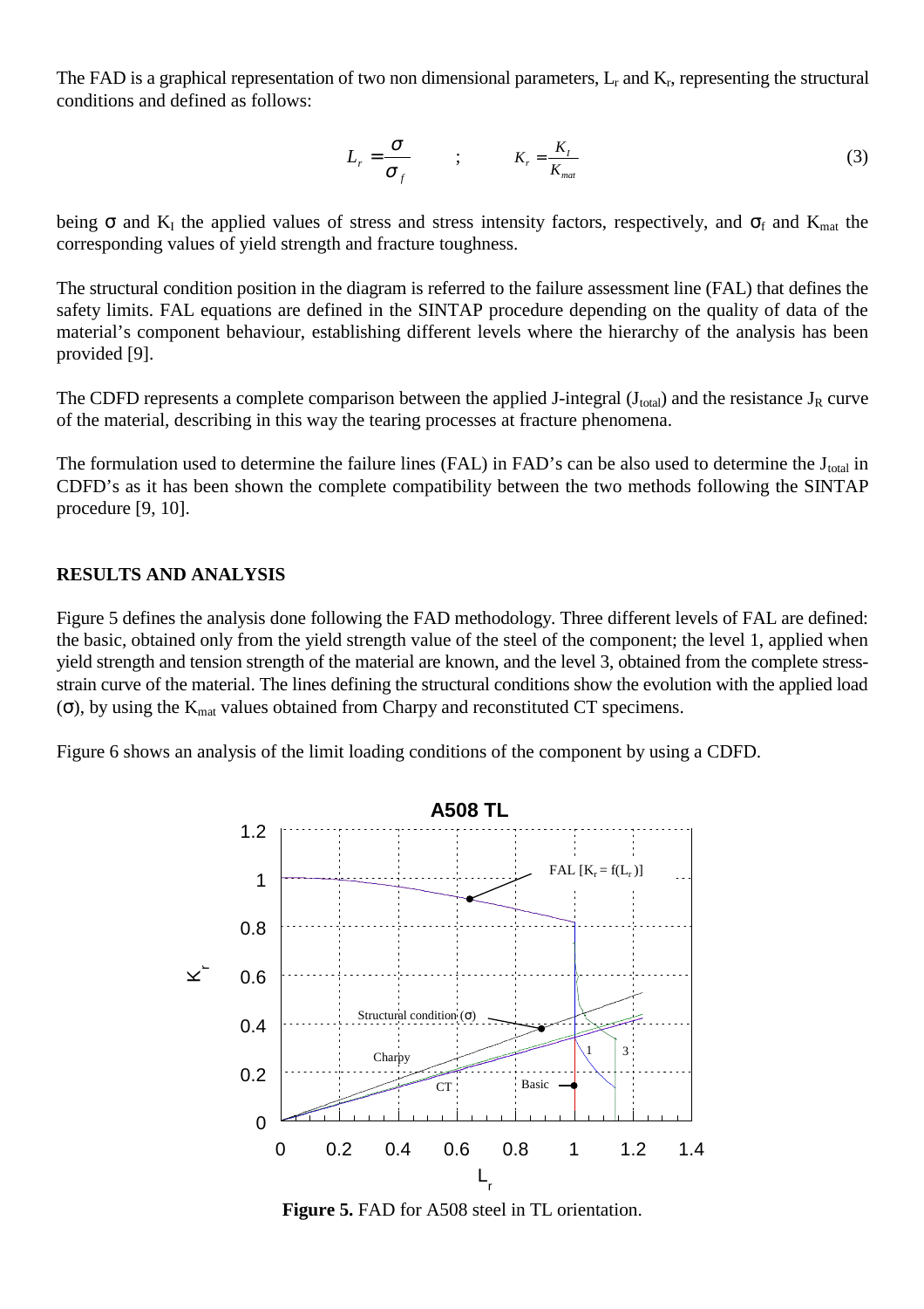The FAD is a graphical representation of two non dimensional parameters, $L_r$ and $K_r$, representing the structural conditions and defined as follows:

$$L_r = \frac{\sigma}{\sigma_f} \qquad ; \qquad K_r = \frac{K_I}{K_{mat}} \tag{3}$$

being σ and $K_I$ the applied values of stress and stress intensity factors, respectively, and $\sigma_f$ and $K_{mat}$ the corresponding values of yield strength and fracture toughness.

The structural condition position in the diagram is referred to the failure assessment line (FAL) that defines the safety limits. FAL equations are defined in the SINTAP procedure depending on the quality of data of the material's component behaviour, establishing different levels where the hierarchy of the analysis has been provided [9].

The CDFD represents a complete comparison between the applied J-integral ($J_{total}$) and the resistance $J_R$ curve of the material, describing in this way the tearing processes at fracture phenomena.

The formulation used to determine the failure lines (FAL) in FAD's can be also used to determine the $J_{total}$ in CDFD's as it has been shown the complete compatibility between the two methods following the SINTAP procedure [9, 10].

## RESULTS AND ANALYSIS

Figure 5 defines the analysis done following the FAD methodology. Three different levels of FAL are defined: the basic, obtained only from the yield strength value of the steel of the component; the level 1, applied when yield strength and tension strength of the material are known, and the level 3, obtained from the complete stress-strain curve of the material. The lines defining the structural conditions show the evolution with the applied load (σ), by using the $K_{mat}$ values obtained from Charpy and reconstituted CT specimens.

Figure 6 shows an analysis of the limit loading conditions of the component by using a CDFD.

**Figure 5.** FAD for A508 steel in TL orientation.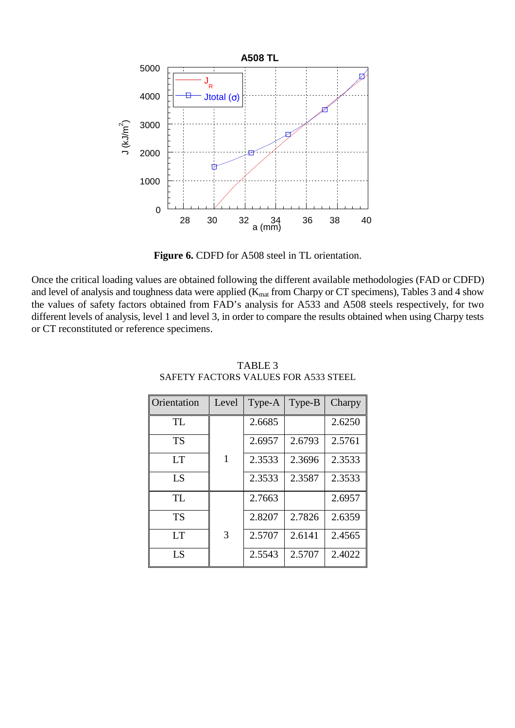**Figure 6.** CDFD for A508 steel in TL orientation.

Once the critical loading values are obtained following the different available methodologies (FAD or CDFD) and level of analysis and toughness data were applied ($K_{mat}$ from Charpy or CT specimens), Tables 3 and 4 show the values of safety factors obtained from FAD's analysis for A533 and A508 steels respectively, for two different levels of analysis, level 1 and level 3, in order to compare the results obtained when using Charpy tests or CT reconstituted or reference specimens.

TABLE 3
SAFETY FACTORS VALUES FOR A533 STEEL

| Orientation | Level | Type-A | Type-B | Charpy |
|---|---|---|---|---|
| TL | 1 | 2.6685 | | 2.6250 |
| TS | | 2.6957 | 2.6793 | 2.5761 |
| LT | | 2.3533 | 2.3696 | 2.3533 |
| LS | | 2.3533 | 2.3587 | 2.3533 |
| TL | 3 | 2.7663 | | 2.6957 |
| TS | | 2.8207 | 2.7826 | 2.6359 |
| LT | | 2.5707 | 2.6141 | 2.4565 |
| LS | | 2.5543 | 2.5707 | 2.4022 |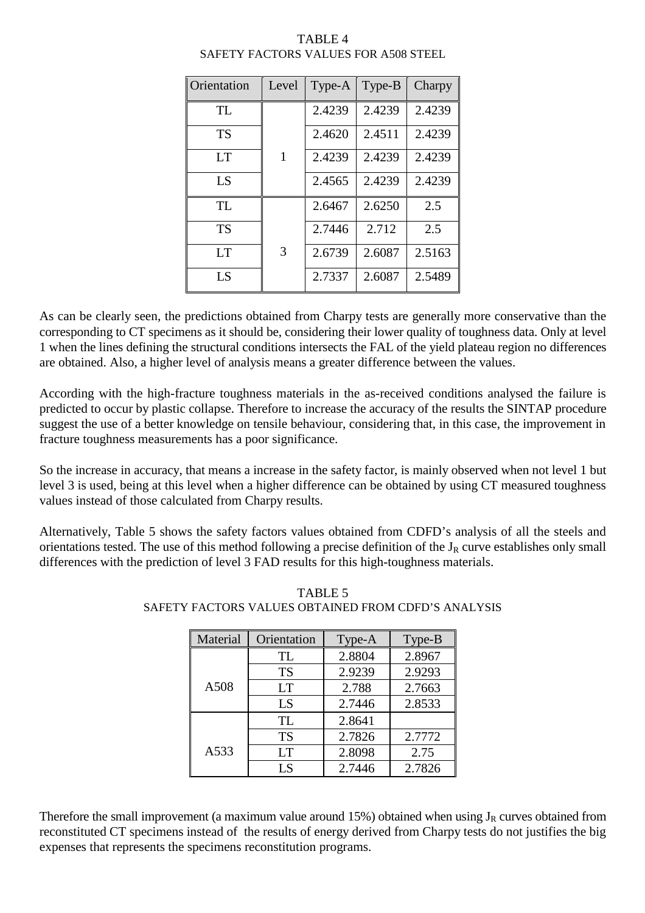TABLE 4
SAFETY FACTORS VALUES FOR A508 STEEL

| Orientation | Level | Type-A | Type-B | Charpy |
|---|---|---|---|---|
| TL | 1 | 2.4239 | 2.4239 | 2.4239 |
| TS | | 2.4620 | 2.4511 | 2.4239 |
| LT | | 2.4239 | 2.4239 | 2.4239 |
| LS | | 2.4565 | 2.4239 | 2.4239 |
| TL | 3 | 2.6467 | 2.6250 | 2.5 |
| TS | | 2.7446 | 2.712 | 2.5 |
| LT | | 2.6739 | 2.6087 | 2.5163 |
| LS | | 2.7337 | 2.6087 | 2.5489 |

As can be clearly seen, the predictions obtained from Charpy tests are generally more conservative than the corresponding to CT specimens as it should be, considering their lower quality of toughness data. Only at level 1 when the lines defining the structural conditions intersects the FAL of the yield plateau region no differences are obtained. Also, a higher level of analysis means a greater difference between the values.

According with the high-fracture toughness materials in the as-received conditions analysed the failure is predicted to occur by plastic collapse. Therefore to increase the accuracy of the results the SINTAP procedure suggest the use of a better knowledge on tensile behaviour, considering that, in this case, the improvement in fracture toughness measurements has a poor significance.

So the increase in accuracy, that means a increase in the safety factor, is mainly observed when not level 1 but level 3 is used, being at this level when a higher difference can be obtained by using CT measured toughness values instead of those calculated from Charpy results.

Alternatively, Table 5 shows the safety factors values obtained from CDFD's analysis of all the steels and orientations tested. The use of this method following a precise definition of the $J_R$ curve establishes only small differences with the prediction of level 3 FAD results for this high-toughness materials.

TABLE 5
SAFETY FACTORS VALUES OBTAINED FROM CDFD'S ANALYSIS

| Material | Orientation | Type-A | Type-B |
|---|---|---|---|
| A508 | TL | 2.8804 | 2.8967 |
| | TS | 2.9239 | 2.9293 |
| | LT | 2.788 | 2.7663 |
| | LS | 2.7446 | 2.8533 |
| A533 | TL | 2.8641 | |
| | TS | 2.7826 | 2.7772 |
| | LT | 2.8098 | 2.75 |
| | LS | 2.7446 | 2.7826 |

Therefore the small improvement (a maximum value around 15%) obtained when using $J_R$ curves obtained from reconstituted CT specimens instead of the results of energy derived from Charpy tests do not justifies the big expenses that represents the specimens reconstitution programs.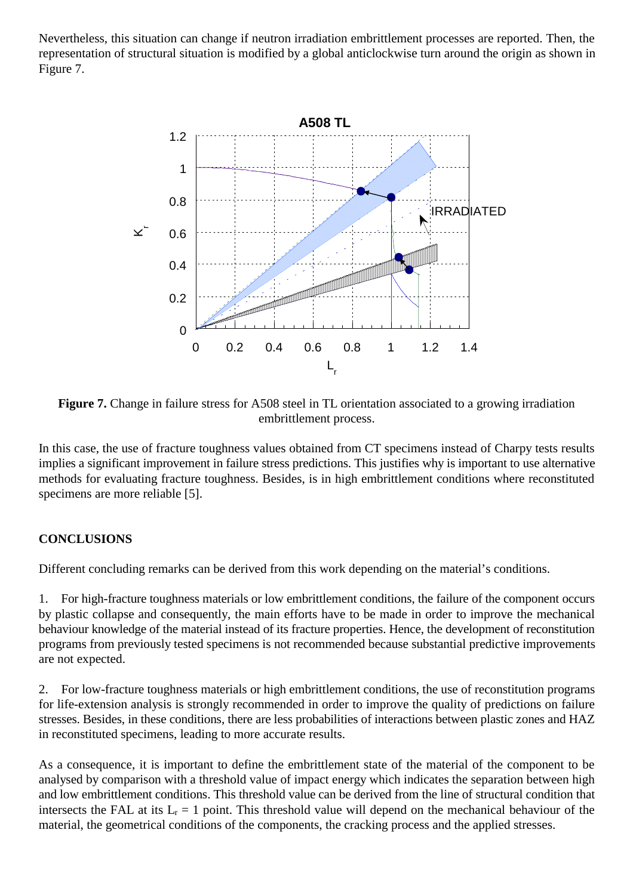Nevertheless, this situation can change if neutron irradiation embrittlement processes are reported. Then, the representation of structural situation is modified by a global anticlockwise turn around the origin as shown in Figure 7.

**Figure 7.** Change in failure stress for A508 steel in TL orientation associated to a growing irradiation embrittlement process.

In this case, the use of fracture toughness values obtained from CT specimens instead of Charpy tests results implies a significant improvement in failure stress predictions. This justifies why is important to use alternative methods for evaluating fracture toughness. Besides, is in high embrittlement conditions where reconstituted specimens are more reliable [5].

## CONCLUSIONS

Different concluding remarks can be derived from this work depending on the material's conditions.

1. For high-fracture toughness materials or low embrittlement conditions, the failure of the component occurs by plastic collapse and consequently, the main efforts have to be made in order to improve the mechanical behaviour knowledge of the material instead of its fracture properties. Hence, the development of reconstitution programs from previously tested specimens is not recommended because substantial predictive improvements are not expected.

2. For low-fracture toughness materials or high embrittlement conditions, the use of reconstitution programs for life-extension analysis is strongly recommended in order to improve the quality of predictions on failure stresses. Besides, in these conditions, there are less probabilities of interactions between plastic zones and HAZ in reconstituted specimens, leading to more accurate results.

As a consequence, it is important to define the embrittlement state of the material of the component to be analysed by comparison with a threshold value of impact energy which indicates the separation between high and low embrittlement conditions. This threshold value can be derived from the line of structural condition that intersects the FAL at its $L_r = 1$ point. This threshold value will depend on the mechanical behaviour of the material, the geometrical conditions of the components, the cracking process and the applied stresses.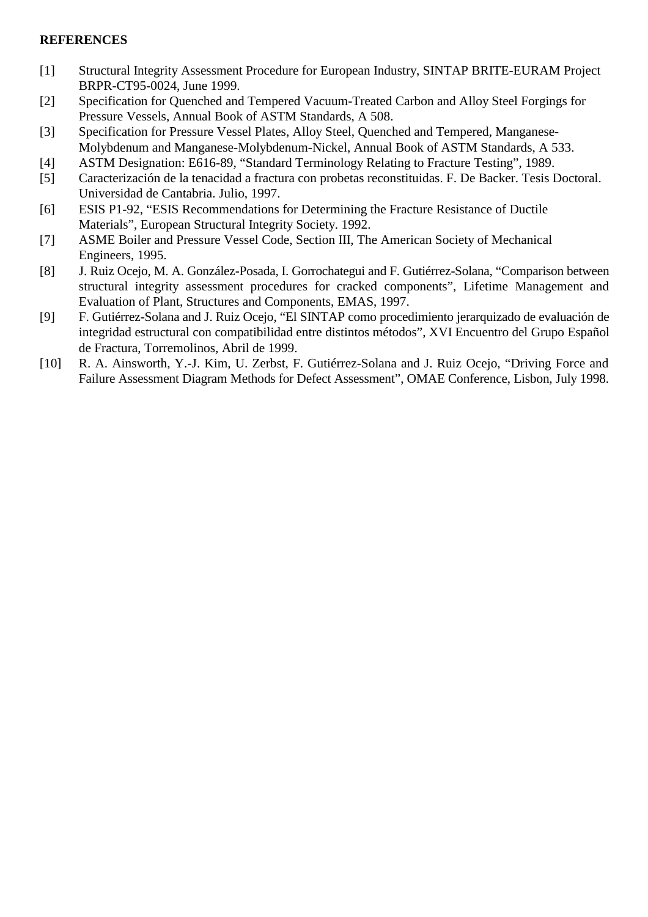**REFERENCES**

[1] Structural Integrity Assessment Procedure for European Industry, SINTAP BRITE-EURAM Project BRPR-CT95-0024, June 1999.

[2] Specification for Quenched and Tempered Vacuum-Treated Carbon and Alloy Steel Forgings for Pressure Vessels, Annual Book of ASTM Standards, A 508.

[3] Specification for Pressure Vessel Plates, Alloy Steel, Quenched and Tempered, Manganese-Molybdenum and Manganese-Molybdenum-Nickel, Annual Book of ASTM Standards, A 533.

[4] ASTM Designation: E616-89, "Standard Terminology Relating to Fracture Testing", 1989.

[5] Caracterización de la tenacidad a fractura con probetas reconstituidas. F. De Backer. Tesis Doctoral. Universidad de Cantabria. Julio, 1997.

[6] ESIS P1-92, "ESIS Recommendations for Determining the Fracture Resistance of Ductile Materials", European Structural Integrity Society. 1992.

[7] ASME Boiler and Pressure Vessel Code, Section III, The American Society of Mechanical Engineers, 1995.

[8] J. Ruiz Ocejo, M. A. González-Posada, I. Gorrochategui and F. Gutiérrez-Solana, "Comparison between structural integrity assessment procedures for cracked components", Lifetime Management and Evaluation of Plant, Structures and Components, EMAS, 1997.

[9] F. Gutiérrez-Solana and J. Ruiz Ocejo, "El SINTAP como procedimiento jerarquizado de evaluación de integridad estructural con compatibilidad entre distintos métodos", XVI Encuentro del Grupo Español de Fractura, Torremolinos, Abril de 1999.

[10] R. A. Ainsworth, Y.-J. Kim, U. Zerbst, F. Gutiérrez-Solana and J. Ruiz Ocejo, "Driving Force and Failure Assessment Diagram Methods for Defect Assessment", OMAE Conference, Lisbon, July 1998.